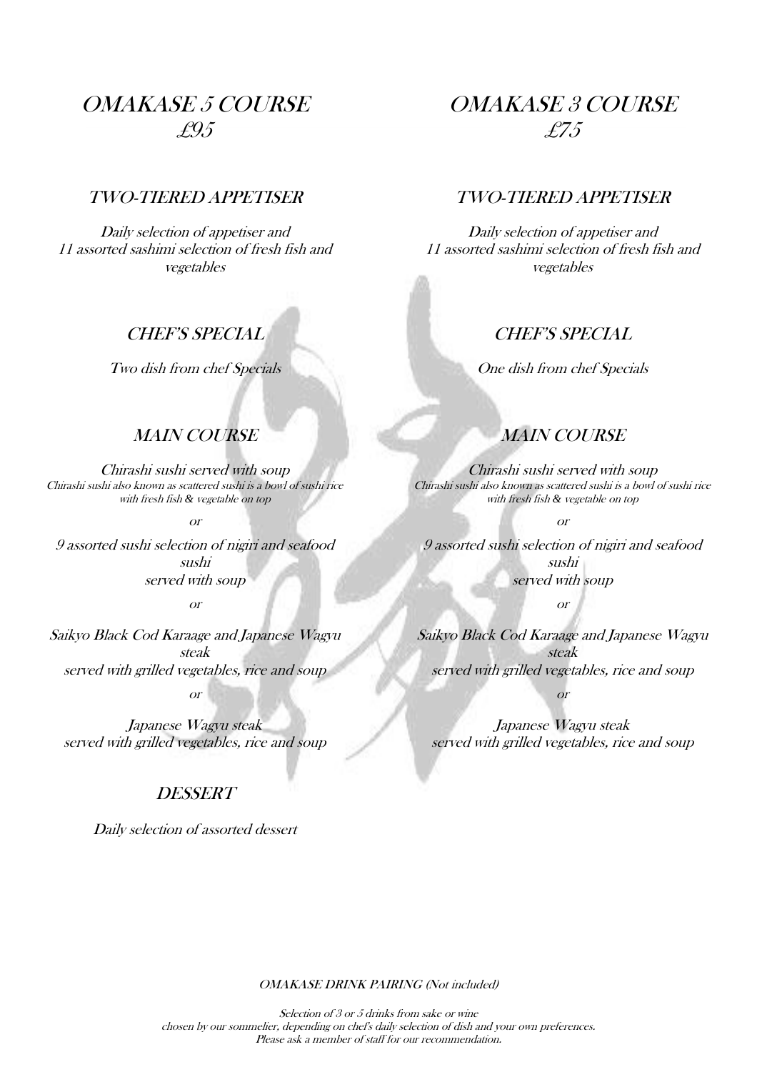# OMAKASE 5 COURSE
## £95

### TWO-TIERED APPETISER

*Daily selection of appetiser and*
*11 assorted sashimi selection of fresh fish and vegetables*

### CHEF'S SPECIAL

*Two dish from chef Specials*

### MAIN COURSE

*Chirashi sushi served with soup*
*Chirashi sushi also known as scattered sushi is a bowl of sushi rice with fresh fish & vegetable on top*

*or*

*9 assorted sushi selection of nigiri and seafood sushi*
*served with soup*

*or*

*Saikyo Black Cod Karaage and Japanese Wagyu steak*
*served with grilled vegetables, rice and soup*

*or*

*Japanese Wagyu steak*
*served with grilled vegetables, rice and soup*

### DESSERT

*Daily selection of assorted dessert*

# OMAKASE 3 COURSE
## £75

### TWO-TIERED APPETISER

*Daily selection of appetiser and*
*11 assorted sashimi selection of fresh fish and vegetables*

### CHEF'S SPECIAL

*One dish from chef Specials*

### MAIN COURSE

*Chirashi sushi served with soup*
*Chirashi sushi also known as scattered sushi is a bowl of sushi rice with fresh fish & vegetable on top*

*or*

*9 assorted sushi selection of nigiri and seafood sushi*
*served with soup*

*or*

*Saikyo Black Cod Karaage and Japanese Wagyu steak*
*served with grilled vegetables, rice and soup*

*or*

*Japanese Wagyu steak*
*served with grilled vegetables, rice and soup*

OMAKASE DRINK PAIRING (Not included)

*Selection of 3 or 5 drinks from sake or wine*
*chosen by our sommelier, depending on chef's daily selection of dish and your own preferences.*
*Please ask a member of staff for our recommendation.*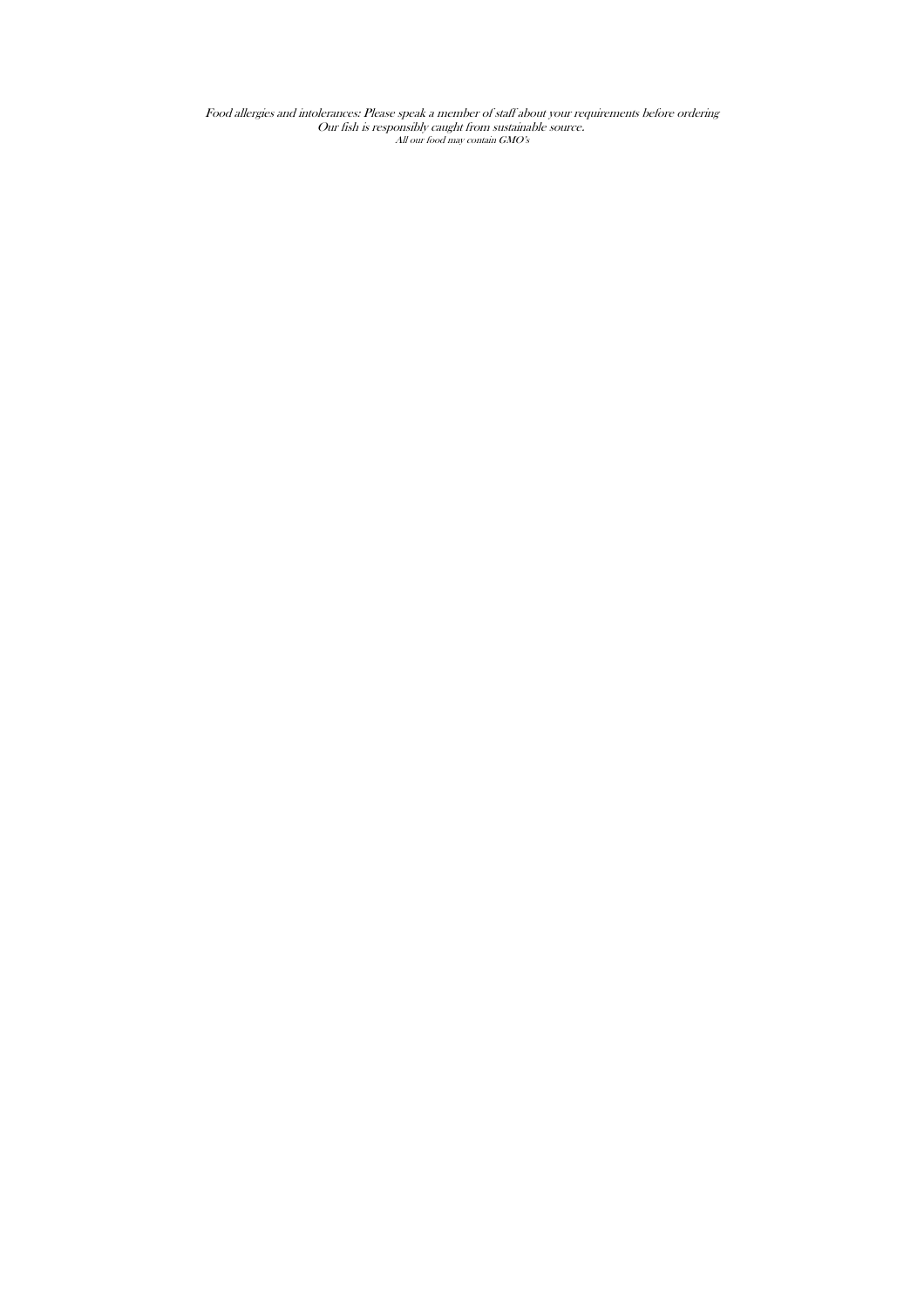*Food allergies and intolerances: Please speak a member of staff about your requirements before ordering*
*Our fish is responsibly caught from sustainable source.*
*All our food may contain GMO's*